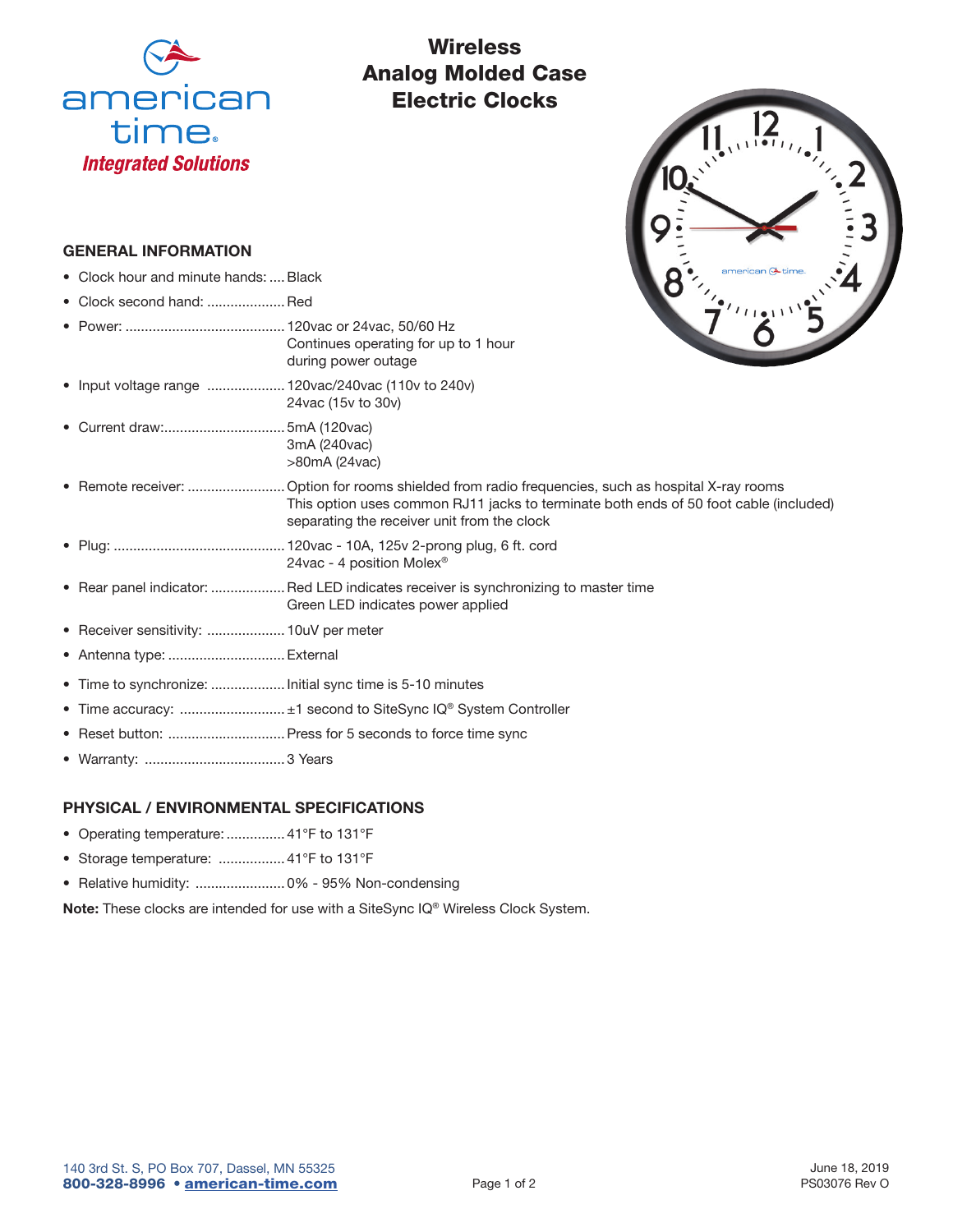american time

*Integrated Solutions*

# Wireless Analog Molded Case Electric Clocks

## GENERAL INFORMATION

- Clock hour and minute hands: .... Black
- Clock second hand: .................... Red
- Power: ......................................... 120vac or 24vac, 50/60 Hz
  Continues operating for up to 1 hour during power outage
- Input voltage range .................... 120vac/240vac (110v to 240v)
  24vac (15v to 30v)
- Current draw:............................... 5mA (120vac)
  3mA (240vac)
  >80mA (24vac)
- Remote receiver: ......................... Option for rooms shielded from radio frequencies, such as hospital X-ray rooms
  This option uses common RJ11 jacks to terminate both ends of 50 foot cable (included) separating the receiver unit from the clock
- Plug: ............................................ 120vac - 10A, 125v 2-prong plug, 6 ft. cord
  24vac - 4 position Molex®
- Rear panel indicator: ................... Red LED indicates receiver is synchronizing to master time
  Green LED indicates power applied
- Receiver sensitivity: .................... 10uV per meter
- Antenna type: .............................. External
- Time to synchronize: ................... Initial sync time is 5-10 minutes
- Time accuracy: ........................... ±1 second to SiteSync IQ® System Controller
- Reset button: .............................. Press for 5 seconds to force time sync
- Warranty: .................................... 3 Years

## PHYSICAL / ENVIRONMENTAL SPECIFICATIONS

- Operating temperature: ............... 41°F to 131°F
- Storage temperature: ................. 41°F to 131°F
- Relative humidity: ....................... 0% - 95% Non-condensing

**Note:** These clocks are intended for use with a SiteSync IQ® Wireless Clock System.

140 3rd St. S, PO Box 707, Dassel, MN 55325
**800-328-8996 • american-time.com**

June 18, 2019
PS03076 Rev O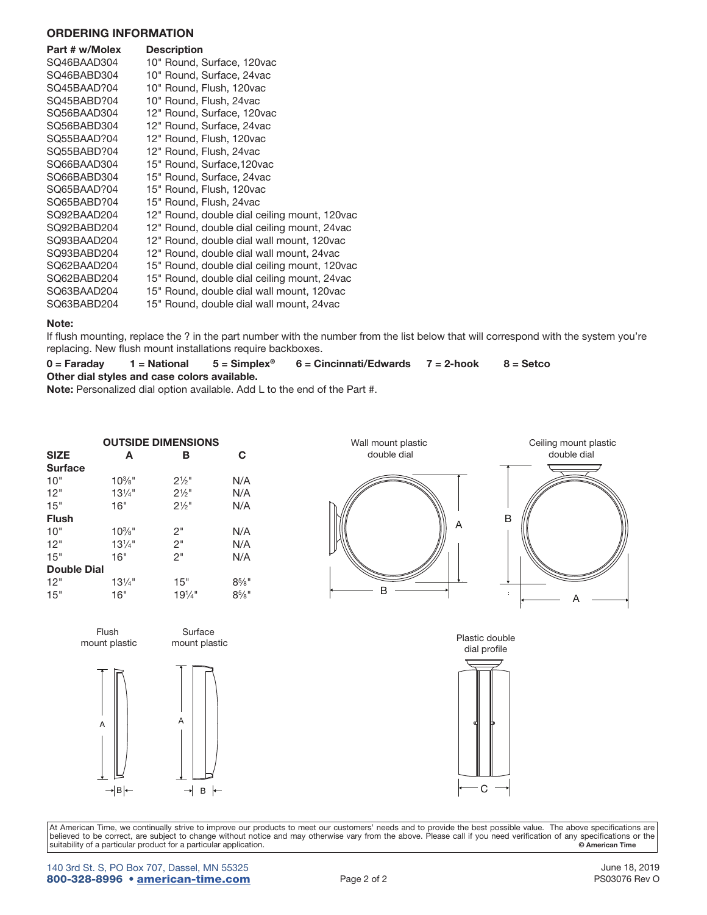## ORDERING INFORMATION

| Part # w/Molex | Description |
|---|---|
| SQ46BAAD304 | 10" Round, Surface, 120vac |
| SQ46BABD304 | 10" Round, Surface, 24vac |
| SQ45BAAD?04 | 10" Round, Flush, 120vac |
| SQ45BABD?04 | 10" Round, Flush, 24vac |
| SQ56BAAD304 | 12" Round, Surface, 120vac |
| SQ56BABD304 | 12" Round, Surface, 24vac |
| SQ55BAAD?04 | 12" Round, Flush, 120vac |
| SQ55BABD?04 | 12" Round, Flush, 24vac |
| SQ66BAAD304 | 15" Round, Surface,120vac |
| SQ66BABD304 | 15" Round, Surface, 24vac |
| SQ65BAAD?04 | 15" Round, Flush, 120vac |
| SQ65BABD?04 | 15" Round, Flush, 24vac |
| SQ92BAAD204 | 12" Round, double dial ceiling mount, 120vac |
| SQ92BABD204 | 12" Round, double dial ceiling mount, 24vac |
| SQ93BAAD204 | 12" Round, double dial wall mount, 120vac |
| SQ93BABD204 | 12" Round, double dial wall mount, 24vac |
| SQ62BAAD204 | 15" Round, double dial ceiling mount, 120vac |
| SQ62BABD204 | 15" Round, double dial ceiling mount, 24vac |
| SQ63BAAD204 | 15" Round, double dial wall mount, 120vac |
| SQ63BABD204 | 15" Round, double dial wall mount, 24vac |

**Note:**

If flush mounting, replace the ? in the part number with the number from the list below that will correspond with the system you're replacing. New flush mount installations require backboxes.

**0 = Faraday  1 = National  5 = Simplex®  6 = Cincinnati/Edwards  7 = 2-hook  8 = Setco**

**Other dial styles and case colors available.**

**Note:** Personalized dial option available. Add L to the end of the Part #.

**OUTSIDE DIMENSIONS**

| SIZE | A | B | C |
|---|---|---|---|
| **Surface** | | | |
| 10" | 10⅜" | 2½" | N/A |
| 12" | 13¼" | 2½" | N/A |
| 15" | 16" | 2½" | N/A |
| **Flush** | | | |
| 10" | 10⅜" | 2" | N/A |
| 12" | 13¼" | 2" | N/A |
| 15" | 16" | 2" | N/A |
| **Double Dial** | | | |
| 12" | 13¼" | 15" | 8⅝" |
| 15" | 16" | 19¼" | 8⅝" |

Wall mount plastic double dial

A

B

Ceiling mount plastic double dial

B

A

Flush mount plastic

A

B

Surface mount plastic

A

B

Plastic double dial profile

C

At American Time, we continually strive to improve our products to meet our customers' needs and to provide the best possible value. The above specifications are believed to be correct, are subject to change without notice and may otherwise vary from the above. Please call if you need verification of any specifications or the suitability of a particular product for a particular application. © American Time

140 3rd St. S, PO Box 707, Dassel, MN 55325
**800-328-8996 • american-time.com**

June 18, 2019
PS03076 Rev O